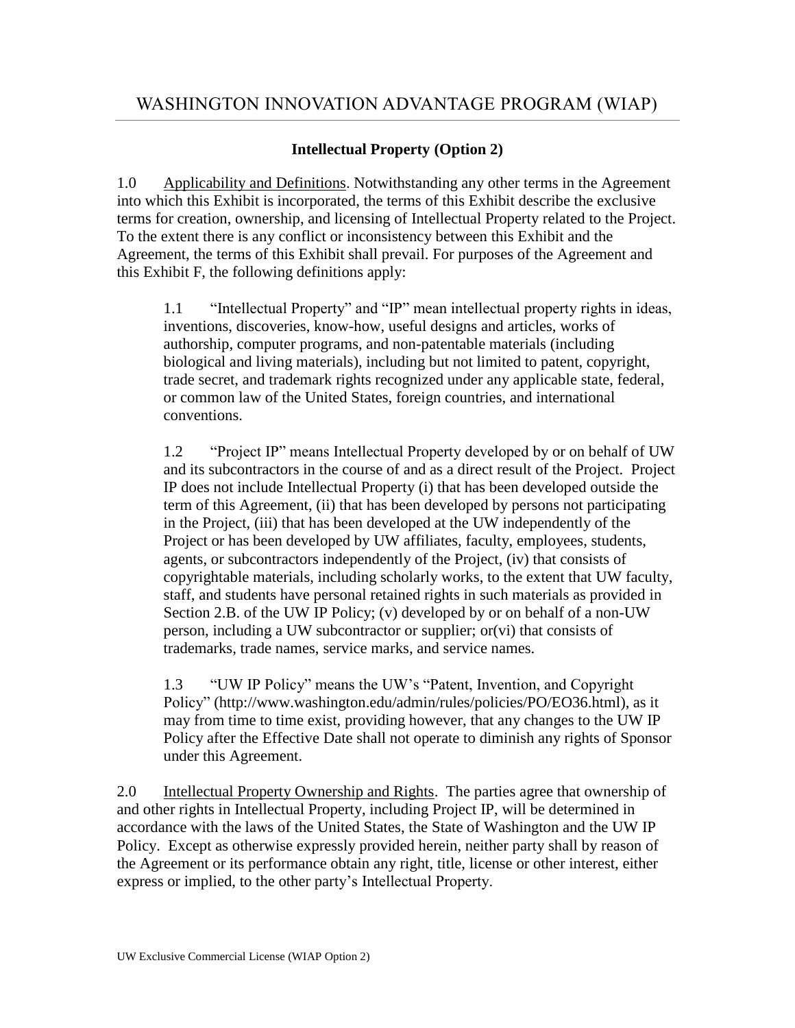# WASHINGTON INNOVATION ADVANTAGE PROGRAM (WIAP)

## Intellectual Property (Option 2)

1.0 Applicability and Definitions. Notwithstanding any other terms in the Agreement into which this Exhibit is incorporated, the terms of this Exhibit describe the exclusive terms for creation, ownership, and licensing of Intellectual Property related to the Project. To the extent there is any conflict or inconsistency between this Exhibit and the Agreement, the terms of this Exhibit shall prevail. For purposes of the Agreement and this Exhibit F, the following definitions apply:

> 1.1 "Intellectual Property" and "IP" mean intellectual property rights in ideas, inventions, discoveries, know-how, useful designs and articles, works of authorship, computer programs, and non-patentable materials (including biological and living materials), including but not limited to patent, copyright, trade secret, and trademark rights recognized under any applicable state, federal, or common law of the United States, foreign countries, and international conventions.
>
> 1.2 "Project IP" means Intellectual Property developed by or on behalf of UW and its subcontractors in the course of and as a direct result of the Project. Project IP does not include Intellectual Property (i) that has been developed outside the term of this Agreement, (ii) that has been developed by persons not participating in the Project, (iii) that has been developed at the UW independently of the Project or has been developed by UW affiliates, faculty, employees, students, agents, or subcontractors independently of the Project, (iv) that consists of copyrightable materials, including scholarly works, to the extent that UW faculty, staff, and students have personal retained rights in such materials as provided in Section 2.B. of the UW IP Policy; (v) developed by or on behalf of a non-UW person, including a UW subcontractor or supplier; or(vi) that consists of trademarks, trade names, service marks, and service names.
>
> 1.3 "UW IP Policy" means the UW's "Patent, Invention, and Copyright Policy" (http://www.washington.edu/admin/rules/policies/PO/EO36.html), as it may from time to time exist, providing however, that any changes to the UW IP Policy after the Effective Date shall not operate to diminish any rights of Sponsor under this Agreement.

2.0 Intellectual Property Ownership and Rights. The parties agree that ownership of and other rights in Intellectual Property, including Project IP, will be determined in accordance with the laws of the United States, the State of Washington and the UW IP Policy. Except as otherwise expressly provided herein, neither party shall by reason of the Agreement or its performance obtain any right, title, license or other interest, either express or implied, to the other party's Intellectual Property.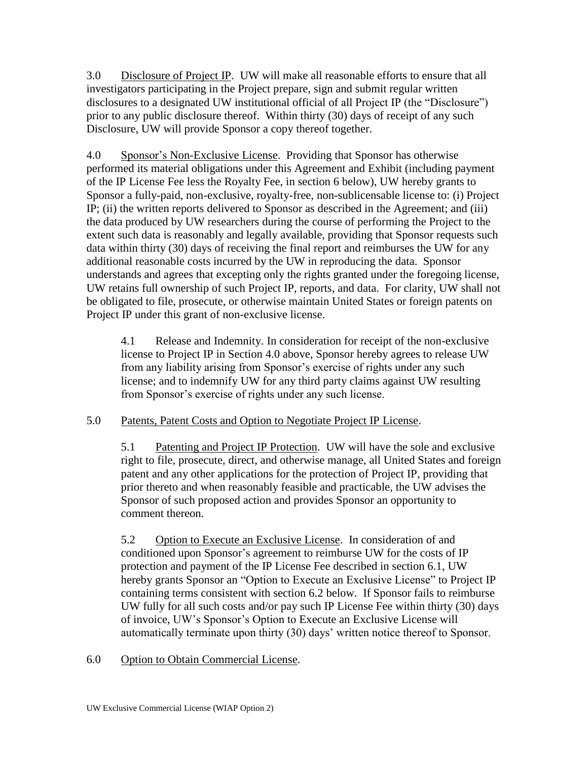3.0 <u>Disclosure of Project IP</u>. UW will make all reasonable efforts to ensure that all investigators participating in the Project prepare, sign and submit regular written disclosures to a designated UW institutional official of all Project IP (the "Disclosure") prior to any public disclosure thereof. Within thirty (30) days of receipt of any such Disclosure, UW will provide Sponsor a copy thereof together.

4.0 <u>Sponsor's Non-Exclusive License</u>. Providing that Sponsor has otherwise performed its material obligations under this Agreement and Exhibit (including payment of the IP License Fee less the Royalty Fee, in section 6 below), UW hereby grants to Sponsor a fully-paid, non-exclusive, royalty-free, non-sublicensable license to: (i) Project IP; (ii) the written reports delivered to Sponsor as described in the Agreement; and (iii) the data produced by UW researchers during the course of performing the Project to the extent such data is reasonably and legally available, providing that Sponsor requests such data within thirty (30) days of receiving the final report and reimburses the UW for any additional reasonable costs incurred by the UW in reproducing the data. Sponsor understands and agrees that excepting only the rights granted under the foregoing license, UW retains full ownership of such Project IP, reports, and data. For clarity, UW shall not be obligated to file, prosecute, or otherwise maintain United States or foreign patents on Project IP under this grant of non-exclusive license.

> 4.1 Release and Indemnity. In consideration for receipt of the non-exclusive license to Project IP in Section 4.0 above, Sponsor hereby agrees to release UW from any liability arising from Sponsor's exercise of rights under any such license; and to indemnify UW for any third party claims against UW resulting from Sponsor's exercise of rights under any such license.

5.0 <u>Patents, Patent Costs and Option to Negotiate Project IP License</u>.

> 5.1 <u>Patenting and Project IP Protection</u>. UW will have the sole and exclusive right to file, prosecute, direct, and otherwise manage, all United States and foreign patent and any other applications for the protection of Project IP, providing that prior thereto and when reasonably feasible and practicable, the UW advises the Sponsor of such proposed action and provides Sponsor an opportunity to comment thereon.
>
> 5.2 <u>Option to Execute an Exclusive License</u>. In consideration of and conditioned upon Sponsor's agreement to reimburse UW for the costs of IP protection and payment of the IP License Fee described in section 6.1, UW hereby grants Sponsor an "Option to Execute an Exclusive License" to Project IP containing terms consistent with section 6.2 below. If Sponsor fails to reimburse UW fully for all such costs and/or pay such IP License Fee within thirty (30) days of invoice, UW's Sponsor's Option to Execute an Exclusive License will automatically terminate upon thirty (30) days' written notice thereof to Sponsor.

6.0 <u>Option to Obtain Commercial License</u>.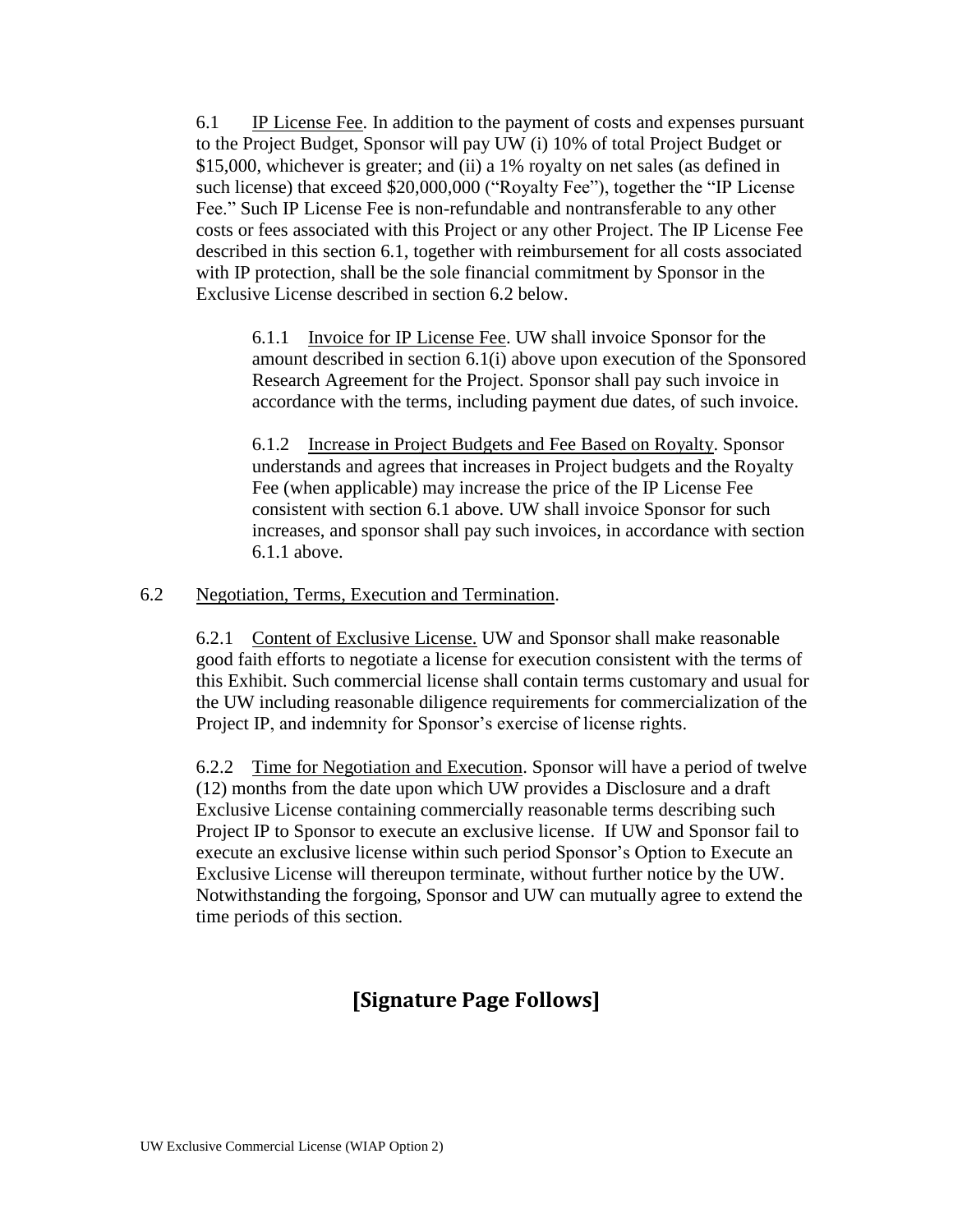6.1 IP License Fee. In addition to the payment of costs and expenses pursuant to the Project Budget, Sponsor will pay UW (i) 10% of total Project Budget or $15,000, whichever is greater; and (ii) a 1% royalty on net sales (as defined in such license) that exceed $20,000,000 ("Royalty Fee"), together the "IP License Fee." Such IP License Fee is non-refundable and nontransferable to any other costs or fees associated with this Project or any other Project. The IP License Fee described in this section 6.1, together with reimbursement for all costs associated with IP protection, shall be the sole financial commitment by Sponsor in the Exclusive License described in section 6.2 below.

6.1.1 Invoice for IP License Fee. UW shall invoice Sponsor for the amount described in section 6.1(i) above upon execution of the Sponsored Research Agreement for the Project. Sponsor shall pay such invoice in accordance with the terms, including payment due dates, of such invoice.

6.1.2 Increase in Project Budgets and Fee Based on Royalty. Sponsor understands and agrees that increases in Project budgets and the Royalty Fee (when applicable) may increase the price of the IP License Fee consistent with section 6.1 above. UW shall invoice Sponsor for such increases, and sponsor shall pay such invoices, in accordance with section 6.1.1 above.

6.2 Negotiation, Terms, Execution and Termination.

6.2.1 Content of Exclusive License. UW and Sponsor shall make reasonable good faith efforts to negotiate a license for execution consistent with the terms of this Exhibit. Such commercial license shall contain terms customary and usual for the UW including reasonable diligence requirements for commercialization of the Project IP, and indemnity for Sponsor's exercise of license rights.

6.2.2 Time for Negotiation and Execution. Sponsor will have a period of twelve (12) months from the date upon which UW provides a Disclosure and a draft Exclusive License containing commercially reasonable terms describing such Project IP to Sponsor to execute an exclusive license. If UW and Sponsor fail to execute an exclusive license within such period Sponsor's Option to Execute an Exclusive License will thereupon terminate, without further notice by the UW. Notwithstanding the forgoing, Sponsor and UW can mutually agree to extend the time periods of this section.

## [Signature Page Follows]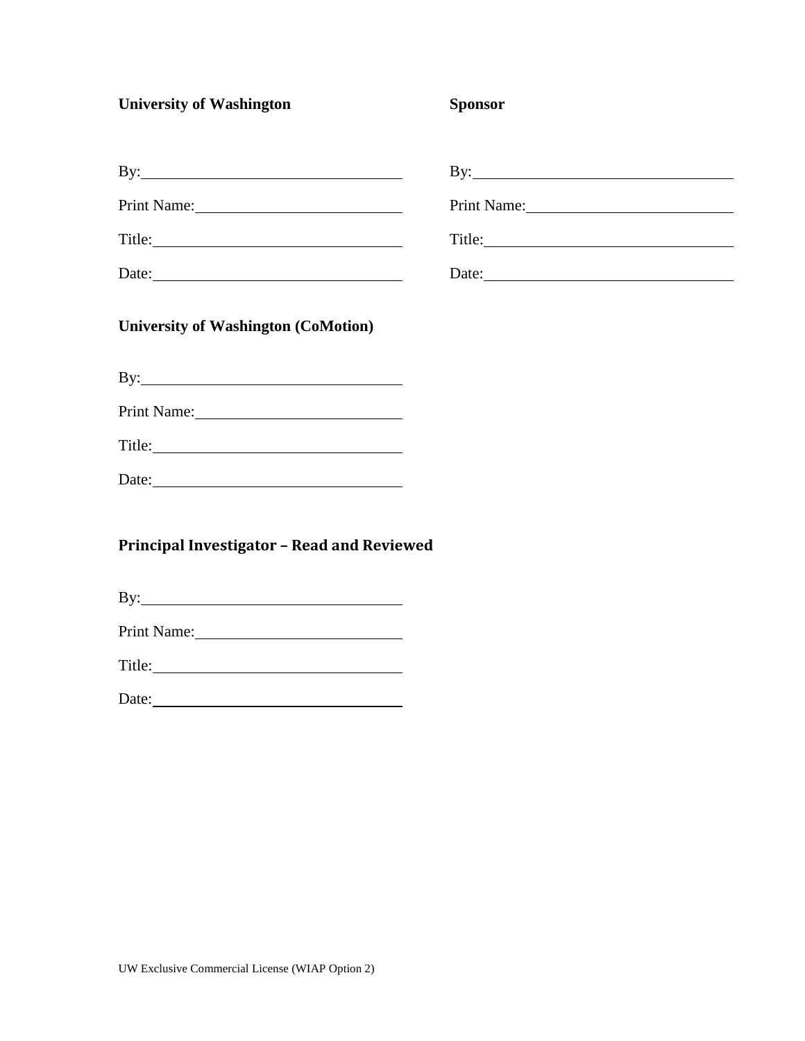**University of Washington**

By: ______________________________

Print Name: ______________________

Title: ____________________________

Date: ____________________________

**Sponsor**

By: ______________________________

Print Name: ______________________

Title: ____________________________

Date: ____________________________

**University of Washington (CoMotion)**

By: ______________________________

Print Name: ______________________

Title: ____________________________

Date: ____________________________

**Principal Investigator – Read and Reviewed**

By: ______________________________

Print Name: ______________________

Title: ____________________________

Date: ____________________________